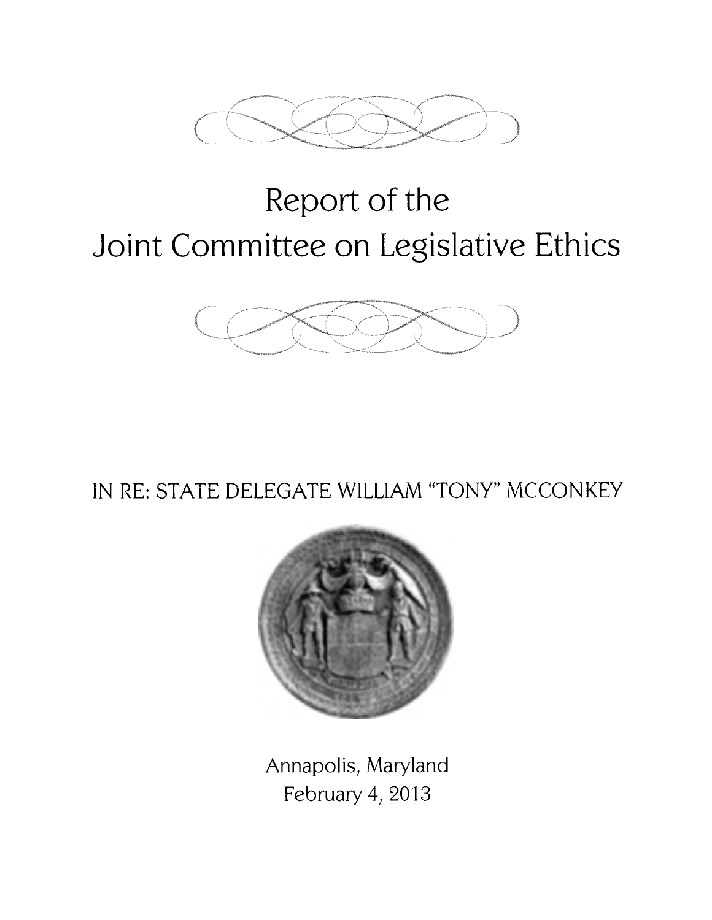# Report of the
# Joint Committee on Legislative Ethics

## IN RE: STATE DELEGATE WILLIAM "TONY" MCCONKEY

Annapolis, Maryland
February 4, 2013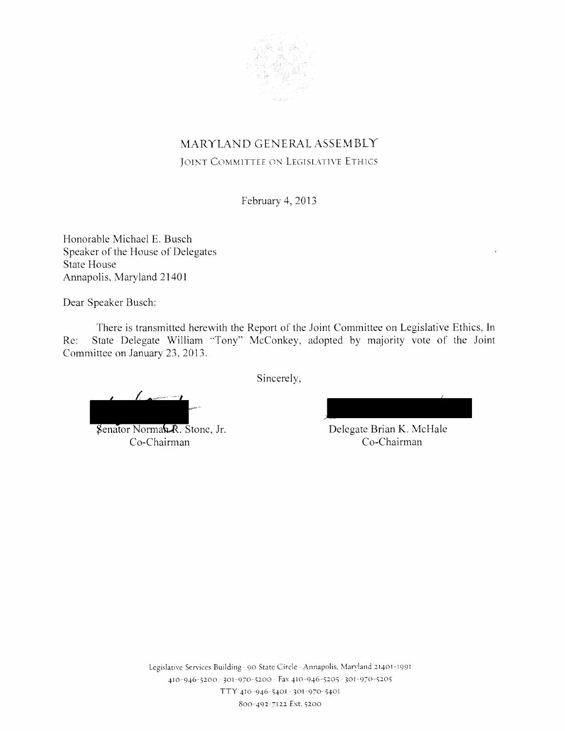# MARYLAND GENERAL ASSEMBLY

## JOINT COMMITTEE ON LEGISLATIVE ETHICS

February 4, 2013

Honorable Michael E. Busch
Speaker of the House of Delegates
State House
Annapolis, Maryland 21401

Dear Speaker Busch:

There is transmitted herewith the Report of the Joint Committee on Legislative Ethics, In Re: State Delegate William "Tony" McConkey, adopted by majority vote of the Joint Committee on January 23, 2013.

Sincerely,

Senator Norman R. Stone, Jr.
Co-Chairman

Delegate Brian K. McHale
Co-Chairman

Legislative Services Building · 90 State Circle · Annapolis, Maryland 21401-1991
410-946-5200 · 301-970-5200 · Fax 410-946-5205 · 301-970-5205
TTY 410-946-5401 · 301-970-5401
800-492-7122 Ext. 5200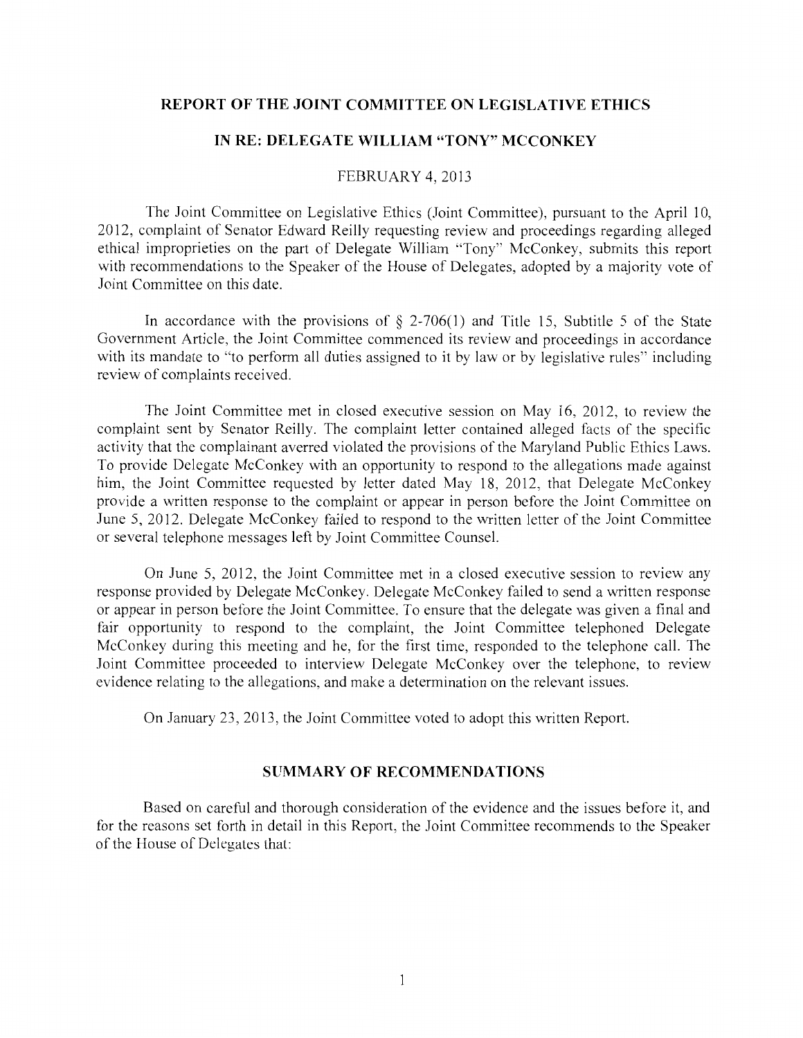## REPORT OF THE JOINT COMMITTEE ON LEGISLATIVE ETHICS

## IN RE: DELEGATE WILLIAM "TONY" MCCONKEY

FEBRUARY 4, 2013

The Joint Committee on Legislative Ethics (Joint Committee), pursuant to the April 10, 2012, complaint of Senator Edward Reilly requesting review and proceedings regarding alleged ethical improprieties on the part of Delegate William "Tony" McConkey, submits this report with recommendations to the Speaker of the House of Delegates, adopted by a majority vote of Joint Committee on this date.

In accordance with the provisions of § 2-706(1) and Title 15, Subtitle 5 of the State Government Article, the Joint Committee commenced its review and proceedings in accordance with its mandate to "to perform all duties assigned to it by law or by legislative rules" including review of complaints received.

The Joint Committee met in closed executive session on May 16, 2012, to review the complaint sent by Senator Reilly. The complaint letter contained alleged facts of the specific activity that the complainant averred violated the provisions of the Maryland Public Ethics Laws. To provide Delegate McConkey with an opportunity to respond to the allegations made against him, the Joint Committee requested by letter dated May 18, 2012, that Delegate McConkey provide a written response to the complaint or appear in person before the Joint Committee on June 5, 2012. Delegate McConkey failed to respond to the written letter of the Joint Committee or several telephone messages left by Joint Committee Counsel.

On June 5, 2012, the Joint Committee met in a closed executive session to review any response provided by Delegate McConkey. Delegate McConkey failed to send a written response or appear in person before the Joint Committee. To ensure that the delegate was given a final and fair opportunity to respond to the complaint, the Joint Committee telephoned Delegate McConkey during this meeting and he, for the first time, responded to the telephone call. The Joint Committee proceeded to interview Delegate McConkey over the telephone, to review evidence relating to the allegations, and make a determination on the relevant issues.

On January 23, 2013, the Joint Committee voted to adopt this written Report.

## SUMMARY OF RECOMMENDATIONS

Based on careful and thorough consideration of the evidence and the issues before it, and for the reasons set forth in detail in this Report, the Joint Committee recommends to the Speaker of the House of Delegates that: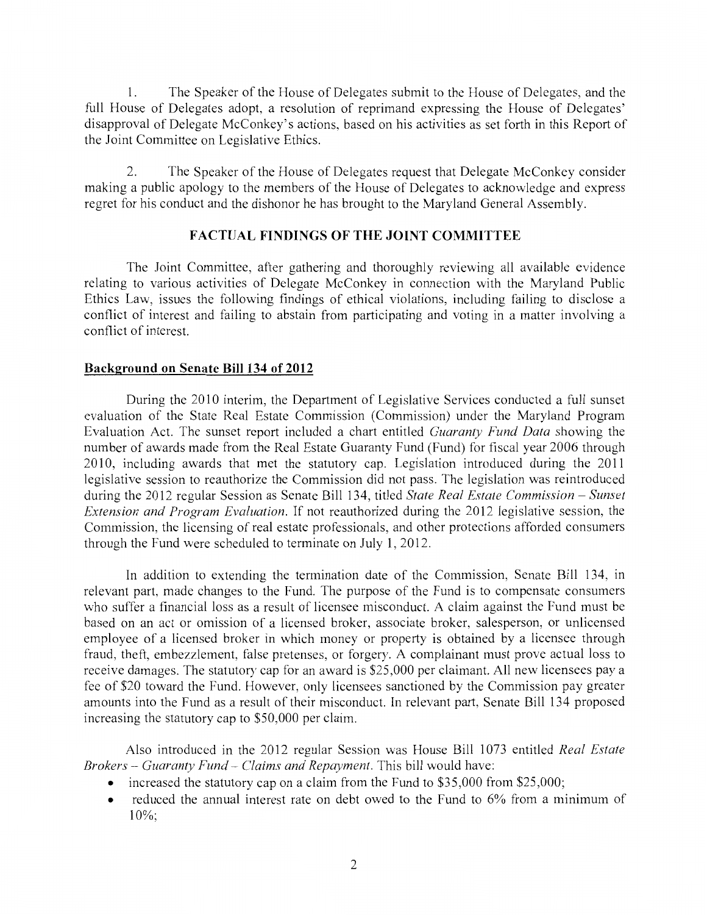1. The Speaker of the House of Delegates submit to the House of Delegates, and the full House of Delegates adopt, a resolution of reprimand expressing the House of Delegates' disapproval of Delegate McConkey's actions, based on his activities as set forth in this Report of the Joint Committee on Legislative Ethics.

2. The Speaker of the House of Delegates request that Delegate McConkey consider making a public apology to the members of the House of Delegates to acknowledge and express regret for his conduct and the dishonor he has brought to the Maryland General Assembly.

## FACTUAL FINDINGS OF THE JOINT COMMITTEE

The Joint Committee, after gathering and thoroughly reviewing all available evidence relating to various activities of Delegate McConkey in connection with the Maryland Public Ethics Law, issues the following findings of ethical violations, including failing to disclose a conflict of interest and failing to abstain from participating and voting in a matter involving a conflict of interest.

### Background on Senate Bill 134 of 2012

During the 2010 interim, the Department of Legislative Services conducted a full sunset evaluation of the State Real Estate Commission (Commission) under the Maryland Program Evaluation Act. The sunset report included a chart entitled *Guaranty Fund Data* showing the number of awards made from the Real Estate Guaranty Fund (Fund) for fiscal year 2006 through 2010, including awards that met the statutory cap. Legislation introduced during the 2011 legislative session to reauthorize the Commission did not pass. The legislation was reintroduced during the 2012 regular Session as Senate Bill 134, titled *State Real Estate Commission – Sunset Extension and Program Evaluation*. If not reauthorized during the 2012 legislative session, the Commission, the licensing of real estate professionals, and other protections afforded consumers through the Fund were scheduled to terminate on July 1, 2012.

In addition to extending the termination date of the Commission, Senate Bill 134, in relevant part, made changes to the Fund. The purpose of the Fund is to compensate consumers who suffer a financial loss as a result of licensee misconduct. A claim against the Fund must be based on an act or omission of a licensed broker, associate broker, salesperson, or unlicensed employee of a licensed broker in which money or property is obtained by a licensee through fraud, theft, embezzlement, false pretenses, or forgery. A complainant must prove actual loss to receive damages. The statutory cap for an award is $25,000 per claimant. All new licensees pay a fee of $20 toward the Fund. However, only licensees sanctioned by the Commission pay greater amounts into the Fund as a result of their misconduct. In relevant part, Senate Bill 134 proposed increasing the statutory cap to $50,000 per claim.

Also introduced in the 2012 regular Session was House Bill 1073 entitled *Real Estate Brokers – Guaranty Fund – Claims and Repayment*. This bill would have:

- increased the statutory cap on a claim from the Fund to $35,000 from $25,000;
- reduced the annual interest rate on debt owed to the Fund to 6% from a minimum of 10%;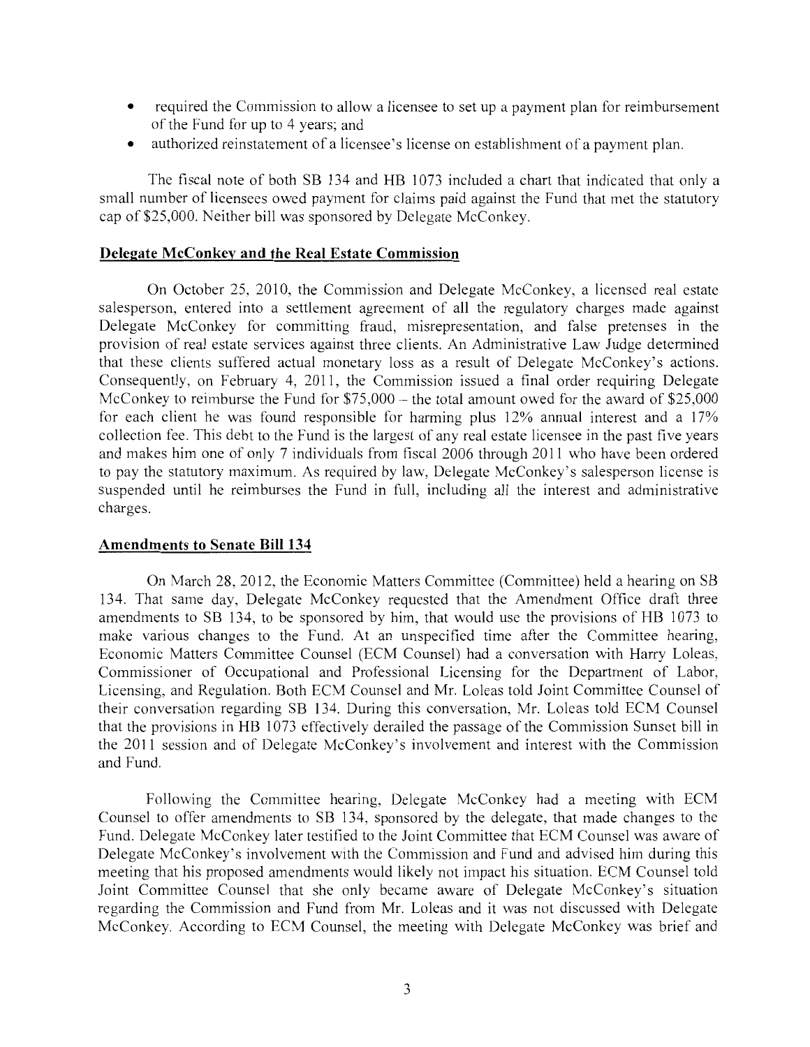- required the Commission to allow a licensee to set up a payment plan for reimbursement of the Fund for up to 4 years; and
- authorized reinstatement of a licensee's license on establishment of a payment plan.

The fiscal note of both SB 134 and HB 1073 included a chart that indicated that only a small number of licensees owed payment for claims paid against the Fund that met the statutory cap of $25,000. Neither bill was sponsored by Delegate McConkey.

## Delegate McConkey and the Real Estate Commission

On October 25, 2010, the Commission and Delegate McConkey, a licensed real estate salesperson, entered into a settlement agreement of all the regulatory charges made against Delegate McConkey for committing fraud, misrepresentation, and false pretenses in the provision of real estate services against three clients. An Administrative Law Judge determined that these clients suffered actual monetary loss as a result of Delegate McConkey's actions. Consequently, on February 4, 2011, the Commission issued a final order requiring Delegate McConkey to reimburse the Fund for $75,000 – the total amount owed for the award of $25,000 for each client he was found responsible for harming plus 12% annual interest and a 17% collection fee. This debt to the Fund is the largest of any real estate licensee in the past five years and makes him one of only 7 individuals from fiscal 2006 through 2011 who have been ordered to pay the statutory maximum. As required by law, Delegate McConkey's salesperson license is suspended until he reimburses the Fund in full, including all the interest and administrative charges.

## Amendments to Senate Bill 134

On March 28, 2012, the Economic Matters Committee (Committee) held a hearing on SB 134. That same day, Delegate McConkey requested that the Amendment Office draft three amendments to SB 134, to be sponsored by him, that would use the provisions of HB 1073 to make various changes to the Fund. At an unspecified time after the Committee hearing, Economic Matters Committee Counsel (ECM Counsel) had a conversation with Harry Loleas, Commissioner of Occupational and Professional Licensing for the Department of Labor, Licensing, and Regulation. Both ECM Counsel and Mr. Loleas told Joint Committee Counsel of their conversation regarding SB 134. During this conversation, Mr. Loleas told ECM Counsel that the provisions in HB 1073 effectively derailed the passage of the Commission Sunset bill in the 2011 session and of Delegate McConkey's involvement and interest with the Commission and Fund.

Following the Committee hearing, Delegate McConkey had a meeting with ECM Counsel to offer amendments to SB 134, sponsored by the delegate, that made changes to the Fund. Delegate McConkey later testified to the Joint Committee that ECM Counsel was aware of Delegate McConkey's involvement with the Commission and Fund and advised him during this meeting that his proposed amendments would likely not impact his situation. ECM Counsel told Joint Committee Counsel that she only became aware of Delegate McConkey's situation regarding the Commission and Fund from Mr. Loleas and it was not discussed with Delegate McConkey. According to ECM Counsel, the meeting with Delegate McConkey was brief and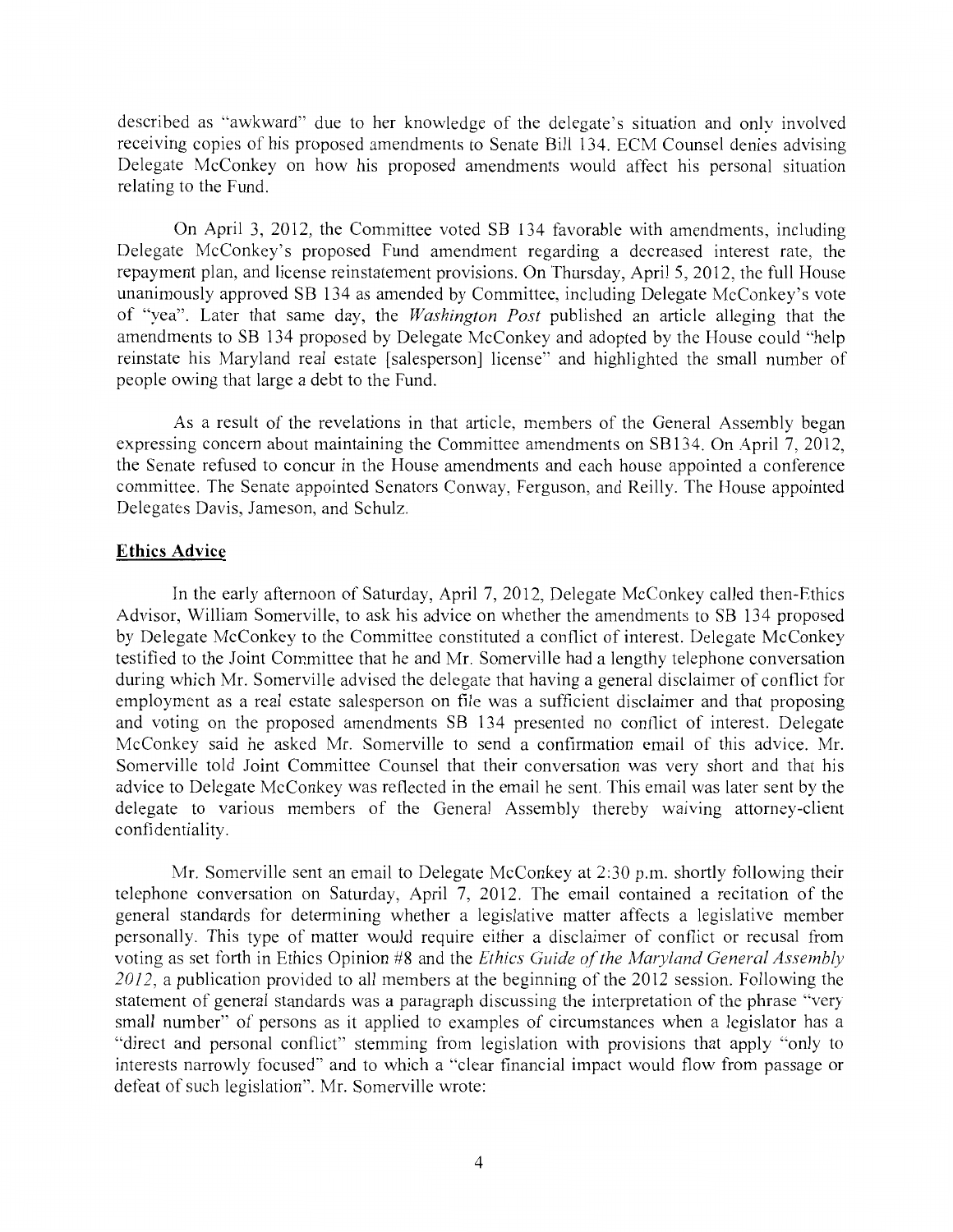described as "awkward" due to her knowledge of the delegate's situation and only involved receiving copies of his proposed amendments to Senate Bill 134. ECM Counsel denies advising Delegate McConkey on how his proposed amendments would affect his personal situation relating to the Fund.

On April 3, 2012, the Committee voted SB 134 favorable with amendments, including Delegate McConkey's proposed Fund amendment regarding a decreased interest rate, the repayment plan, and license reinstatement provisions. On Thursday, April 5, 2012, the full House unanimously approved SB 134 as amended by Committee, including Delegate McConkey's vote of "yea". Later that same day, the *Washington Post* published an article alleging that the amendments to SB 134 proposed by Delegate McConkey and adopted by the House could "help reinstate his Maryland real estate [salesperson] license" and highlighted the small number of people owing that large a debt to the Fund.

As a result of the revelations in that article, members of the General Assembly began expressing concern about maintaining the Committee amendments on SB134. On April 7, 2012, the Senate refused to concur in the House amendments and each house appointed a conference committee. The Senate appointed Senators Conway, Ferguson, and Reilly. The House appointed Delegates Davis, Jameson, and Schulz.

## Ethics Advice

In the early afternoon of Saturday, April 7, 2012, Delegate McConkey called then-Ethics Advisor, William Somerville, to ask his advice on whether the amendments to SB 134 proposed by Delegate McConkey to the Committee constituted a conflict of interest. Delegate McConkey testified to the Joint Committee that he and Mr. Somerville had a lengthy telephone conversation during which Mr. Somerville advised the delegate that having a general disclaimer of conflict for employment as a real estate salesperson on file was a sufficient disclaimer and that proposing and voting on the proposed amendments SB 134 presented no conflict of interest. Delegate McConkey said he asked Mr. Somerville to send a confirmation email of this advice. Mr. Somerville told Joint Committee Counsel that their conversation was very short and that his advice to Delegate McConkey was reflected in the email he sent. This email was later sent by the delegate to various members of the General Assembly thereby waiving attorney-client confidentiality.

Mr. Somerville sent an email to Delegate McConkey at 2:30 p.m. shortly following their telephone conversation on Saturday, April 7, 2012. The email contained a recitation of the general standards for determining whether a legislative matter affects a legislative member personally. This type of matter would require either a disclaimer of conflict or recusal from voting as set forth in Ethics Opinion #8 and the *Ethics Guide of the Maryland General Assembly 2012*, a publication provided to all members at the beginning of the 2012 session. Following the statement of general standards was a paragraph discussing the interpretation of the phrase "very small number" of persons as it applied to examples of circumstances when a legislator has a "direct and personal conflict" stemming from legislation with provisions that apply "only to interests narrowly focused" and to which a "clear financial impact would flow from passage or defeat of such legislation". Mr. Somerville wrote: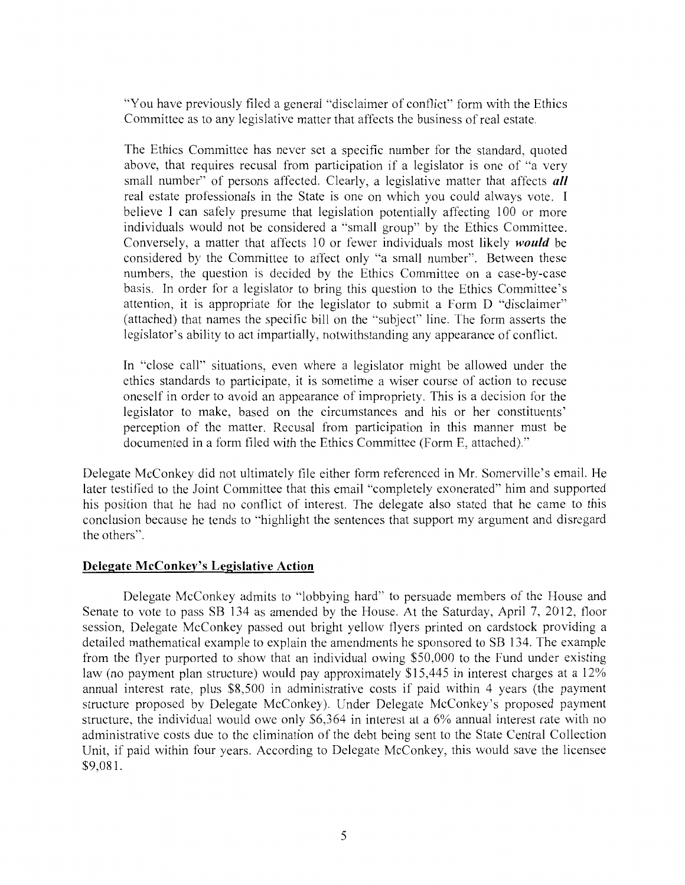"You have previously filed a general "disclaimer of conflict" form with the Ethics Committee as to any legislative matter that affects the business of real estate.

The Ethics Committee has never set a specific number for the standard, quoted above, that requires recusal from participation if a legislator is one of "a very small number" of persons affected. Clearly, a legislative matter that affects ***all*** real estate professionals in the State is one on which you could always vote. I believe I can safely presume that legislation potentially affecting 100 or more individuals would not be considered a "small group" by the Ethics Committee. Conversely, a matter that affects 10 or fewer individuals most likely ***would*** be considered by the Committee to affect only "a small number". Between these numbers, the question is decided by the Ethics Committee on a case-by-case basis. In order for a legislator to bring this question to the Ethics Committee's attention, it is appropriate for the legislator to submit a Form D "disclaimer" (attached) that names the specific bill on the "subject" line. The form asserts the legislator's ability to act impartially, notwithstanding any appearance of conflict.

In "close call" situations, even where a legislator might be allowed under the ethics standards to participate, it is sometime a wiser course of action to recuse oneself in order to avoid an appearance of impropriety. This is a decision for the legislator to make, based on the circumstances and his or her constituents' perception of the matter. Recusal from participation in this manner must be documented in a form filed with the Ethics Committee (Form E, attached)."

Delegate McConkey did not ultimately file either form referenced in Mr. Somerville's email. He later testified to the Joint Committee that this email "completely exonerated" him and supported his position that he had no conflict of interest. The delegate also stated that he came to this conclusion because he tends to "highlight the sentences that support my argument and disregard the others".

## Delegate McConkey's Legislative Action

Delegate McConkey admits to "lobbying hard" to persuade members of the House and Senate to vote to pass SB 134 as amended by the House. At the Saturday, April 7, 2012, floor session, Delegate McConkey passed out bright yellow flyers printed on cardstock providing a detailed mathematical example to explain the amendments he sponsored to SB 134. The example from the flyer purported to show that an individual owing $50,000 to the Fund under existing law (no payment plan structure) would pay approximately $15,445 in interest charges at a 12% annual interest rate, plus $8,500 in administrative costs if paid within 4 years (the payment structure proposed by Delegate McConkey). Under Delegate McConkey's proposed payment structure, the individual would owe only $6,364 in interest at a 6% annual interest rate with no administrative costs due to the elimination of the debt being sent to the State Central Collection Unit, if paid within four years. According to Delegate McConkey, this would save the licensee $9,081.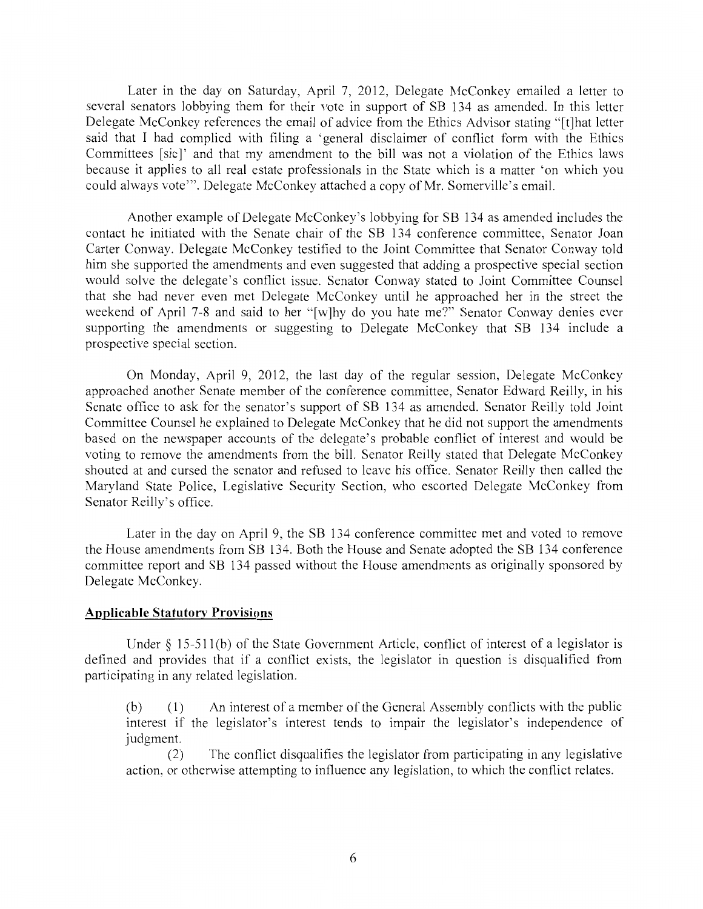Later in the day on Saturday, April 7, 2012, Delegate McConkey emailed a letter to several senators lobbying them for their vote in support of SB 134 as amended. In this letter Delegate McConkey references the email of advice from the Ethics Advisor stating "[t]hat letter said that I had complied with filing a 'general disclaimer of conflict form with the Ethics Committees [sic]' and that my amendment to the bill was not a violation of the Ethics laws because it applies to all real estate professionals in the State which is a matter 'on which you could always vote'". Delegate McConkey attached a copy of Mr. Somerville's email.

Another example of Delegate McConkey's lobbying for SB 134 as amended includes the contact he initiated with the Senate chair of the SB 134 conference committee, Senator Joan Carter Conway. Delegate McConkey testified to the Joint Committee that Senator Conway told him she supported the amendments and even suggested that adding a prospective special section would solve the delegate's conflict issue. Senator Conway stated to Joint Committee Counsel that she had never even met Delegate McConkey until he approached her in the street the weekend of April 7-8 and said to her "[w]hy do you hate me?" Senator Conway denies ever supporting the amendments or suggesting to Delegate McConkey that SB 134 include a prospective special section.

On Monday, April 9, 2012, the last day of the regular session, Delegate McConkey approached another Senate member of the conference committee, Senator Edward Reilly, in his Senate office to ask for the senator's support of SB 134 as amended. Senator Reilly told Joint Committee Counsel he explained to Delegate McConkey that he did not support the amendments based on the newspaper accounts of the delegate's probable conflict of interest and would be voting to remove the amendments from the bill. Senator Reilly stated that Delegate McConkey shouted at and cursed the senator and refused to leave his office. Senator Reilly then called the Maryland State Police, Legislative Security Section, who escorted Delegate McConkey from Senator Reilly's office.

Later in the day on April 9, the SB 134 conference committee met and voted to remove the House amendments from SB 134. Both the House and Senate adopted the SB 134 conference committee report and SB 134 passed without the House amendments as originally sponsored by Delegate McConkey.

## Applicable Statutory Provisions

Under § 15-511(b) of the State Government Article, conflict of interest of a legislator is defined and provides that if a conflict exists, the legislator in question is disqualified from participating in any related legislation.

> (b) (1) An interest of a member of the General Assembly conflicts with the public interest if the legislator's interest tends to impair the legislator's independence of judgment.
>
> (2) The conflict disqualifies the legislator from participating in any legislative action, or otherwise attempting to influence any legislation, to which the conflict relates.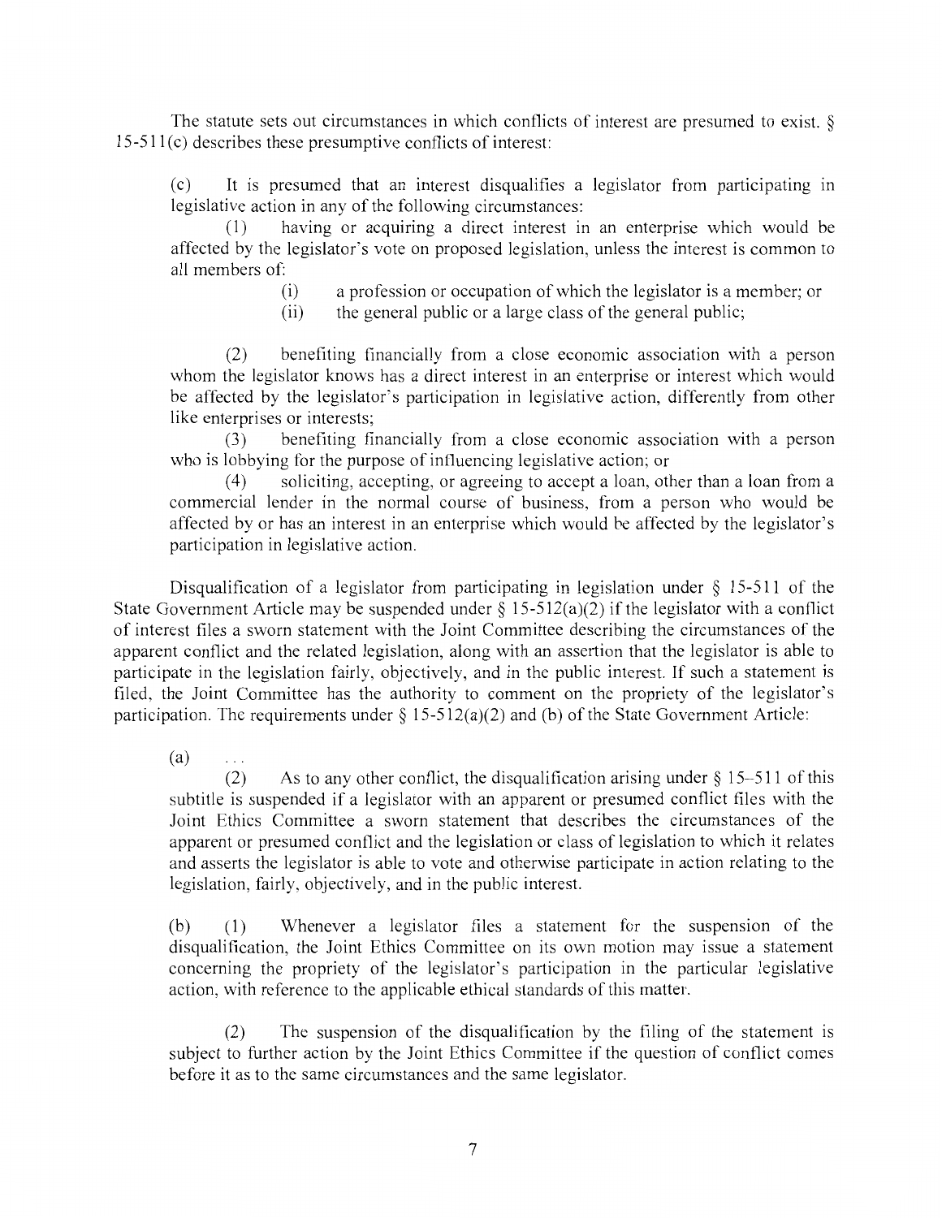The statute sets out circumstances in which conflicts of interest are presumed to exist. § 15-511(c) describes these presumptive conflicts of interest:

> (c) It is presumed that an interest disqualifies a legislator from participating in legislative action in any of the following circumstances:
>
> (1) having or acquiring a direct interest in an enterprise which would be affected by the legislator's vote on proposed legislation, unless the interest is common to all members of:
>
> (i) a profession or occupation of which the legislator is a member; or
>
> (ii) the general public or a large class of the general public;
>
> (2) benefiting financially from a close economic association with a person whom the legislator knows has a direct interest in an enterprise or interest which would be affected by the legislator's participation in legislative action, differently from other like enterprises or interests;
>
> (3) benefiting financially from a close economic association with a person who is lobbying for the purpose of influencing legislative action; or
>
> (4) soliciting, accepting, or agreeing to accept a loan, other than a loan from a commercial lender in the normal course of business, from a person who would be affected by or has an interest in an enterprise which would be affected by the legislator's participation in legislative action.

Disqualification of a legislator from participating in legislation under § 15-511 of the State Government Article may be suspended under § 15-512(a)(2) if the legislator with a conflict of interest files a sworn statement with the Joint Committee describing the circumstances of the apparent conflict and the related legislation, along with an assertion that the legislator is able to participate in the legislation fairly, objectively, and in the public interest. If such a statement is filed, the Joint Committee has the authority to comment on the propriety of the legislator's participation. The requirements under § 15-512(a)(2) and (b) of the State Government Article:

> (a) . . .
>
> (2) As to any other conflict, the disqualification arising under § 15–511 of this subtitle is suspended if a legislator with an apparent or presumed conflict files with the Joint Ethics Committee a sworn statement that describes the circumstances of the apparent or presumed conflict and the legislation or class of legislation to which it relates and asserts the legislator is able to vote and otherwise participate in action relating to the legislation, fairly, objectively, and in the public interest.
>
> (b) (1) Whenever a legislator files a statement for the suspension of the disqualification, the Joint Ethics Committee on its own motion may issue a statement concerning the propriety of the legislator's participation in the particular legislative action, with reference to the applicable ethical standards of this matter.
>
> (2) The suspension of the disqualification by the filing of the statement is subject to further action by the Joint Ethics Committee if the question of conflict comes before it as to the same circumstances and the same legislator.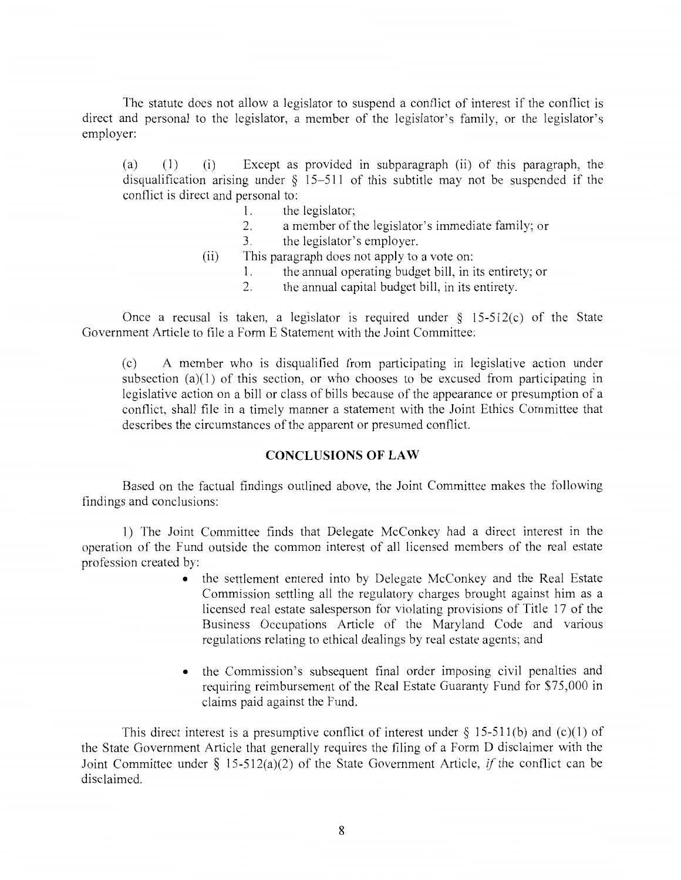The statute does not allow a legislator to suspend a conflict of interest if the conflict is direct and personal to the legislator, a member of the legislator's family, or the legislator's employer:

> (a) (1) (i) Except as provided in subparagraph (ii) of this paragraph, the disqualification arising under § 15–511 of this subtitle may not be suspended if the conflict is direct and personal to:
>
> 1. the legislator;
> 2. a member of the legislator's immediate family; or
> 3. the legislator's employer.
>
> (ii) This paragraph does not apply to a vote on:
>
> 1. the annual operating budget bill, in its entirety; or
> 2. the annual capital budget bill, in its entirety.

Once a recusal is taken, a legislator is required under § 15-512(c) of the State Government Article to file a Form E Statement with the Joint Committee:

> (c) A member who is disqualified from participating in legislative action under subsection (a)(1) of this section, or who chooses to be excused from participating in legislative action on a bill or class of bills because of the appearance or presumption of a conflict, shall file in a timely manner a statement with the Joint Ethics Committee that describes the circumstances of the apparent or presumed conflict.

## CONCLUSIONS OF LAW

Based on the factual findings outlined above, the Joint Committee makes the following findings and conclusions:

1) The Joint Committee finds that Delegate McConkey had a direct interest in the operation of the Fund outside the common interest of all licensed members of the real estate profession created by:

- the settlement entered into by Delegate McConkey and the Real Estate Commission settling all the regulatory charges brought against him as a licensed real estate salesperson for violating provisions of Title 17 of the Business Occupations Article of the Maryland Code and various regulations relating to ethical dealings by real estate agents; and

- the Commission's subsequent final order imposing civil penalties and requiring reimbursement of the Real Estate Guaranty Fund for $75,000 in claims paid against the Fund.

This direct interest is a presumptive conflict of interest under § 15-511(b) and (c)(1) of the State Government Article that generally requires the filing of a Form D disclaimer with the Joint Committee under § 15-512(a)(2) of the State Government Article, *if* the conflict can be disclaimed.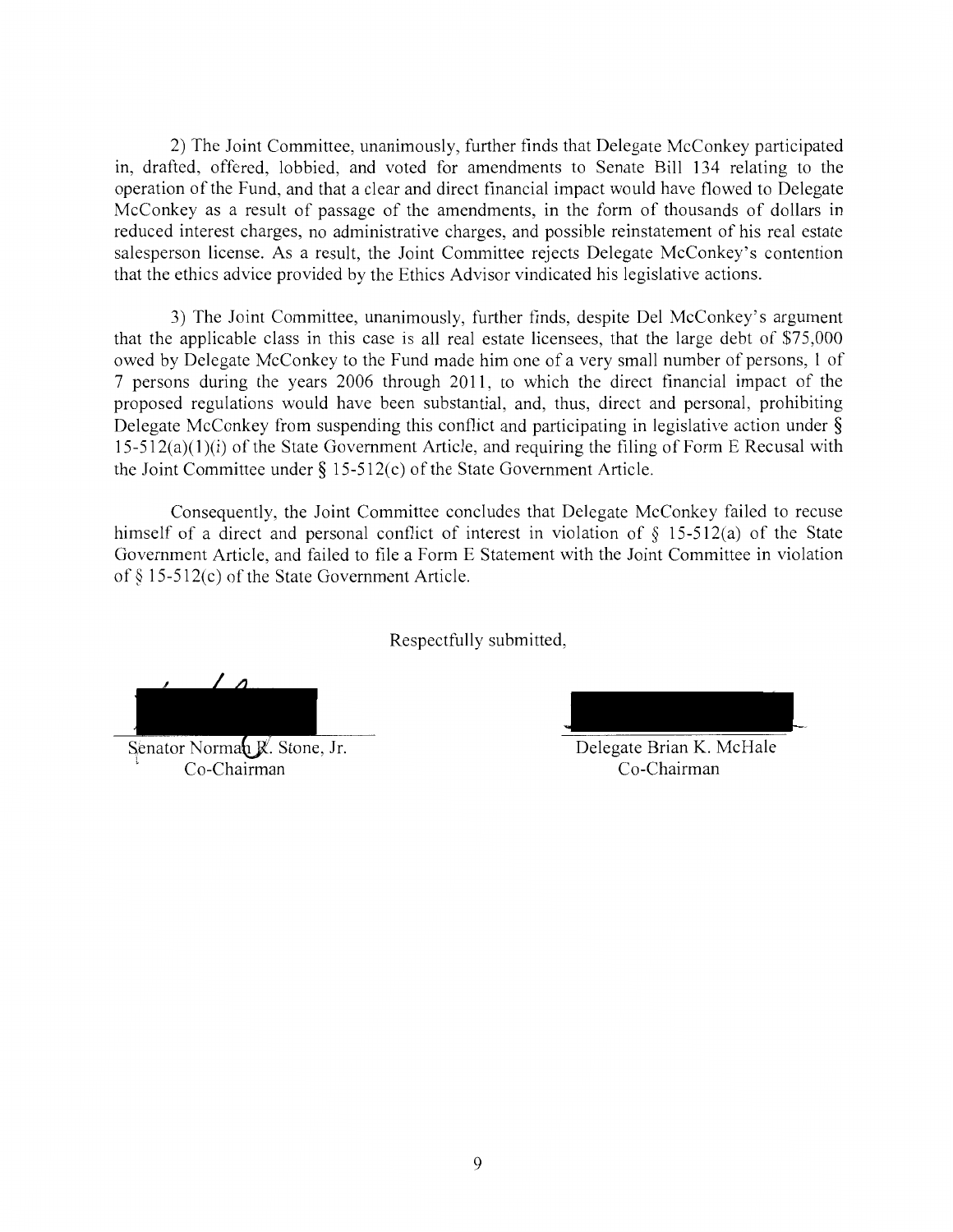2) The Joint Committee, unanimously, further finds that Delegate McConkey participated in, drafted, offered, lobbied, and voted for amendments to Senate Bill 134 relating to the operation of the Fund, and that a clear and direct financial impact would have flowed to Delegate McConkey as a result of passage of the amendments, in the form of thousands of dollars in reduced interest charges, no administrative charges, and possible reinstatement of his real estate salesperson license. As a result, the Joint Committee rejects Delegate McConkey's contention that the ethics advice provided by the Ethics Advisor vindicated his legislative actions.

3) The Joint Committee, unanimously, further finds, despite Del McConkey's argument that the applicable class in this case is all real estate licensees, that the large debt of $75,000 owed by Delegate McConkey to the Fund made him one of a very small number of persons, 1 of 7 persons during the years 2006 through 2011, to which the direct financial impact of the proposed regulations would have been substantial, and, thus, direct and personal, prohibiting Delegate McConkey from suspending this conflict and participating in legislative action under § 15-512(a)(1)(i) of the State Government Article, and requiring the filing of Form E Recusal with the Joint Committee under § 15-512(c) of the State Government Article.

Consequently, the Joint Committee concludes that Delegate McConkey failed to recuse himself of a direct and personal conflict of interest in violation of § 15-512(a) of the State Government Article, and failed to file a Form E Statement with the Joint Committee in violation of § 15-512(c) of the State Government Article.

Respectfully submitted,

Senator Norman R. Stone, Jr.
Co-Chairman

Delegate Brian K. McHale
Co-Chairman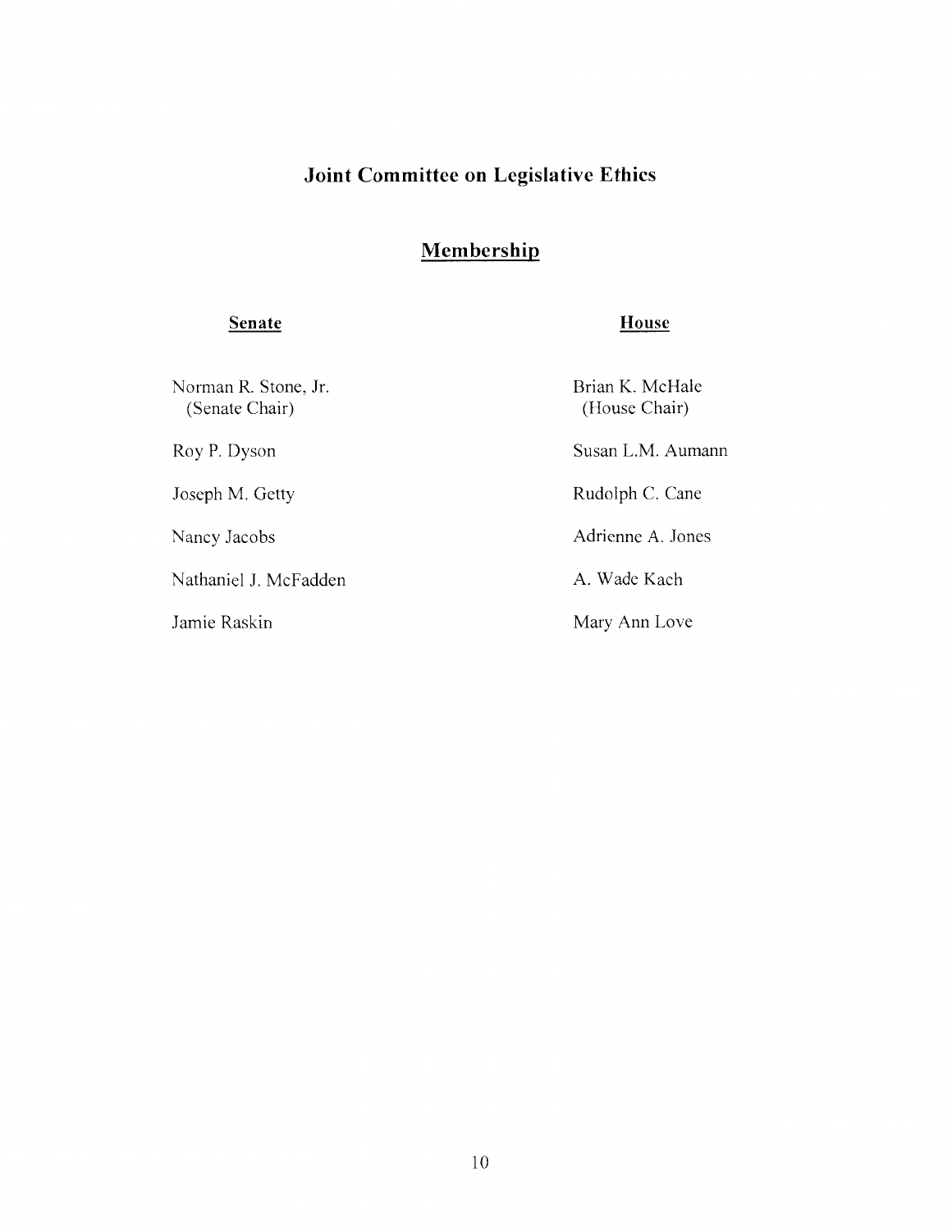# Joint Committee on Legislative Ethics

## Membership

| Senate | House |
| --- | --- |
| Norman R. Stone, Jr. (Senate Chair) | Brian K. McHale (House Chair) |
| Roy P. Dyson | Susan L.M. Aumann |
| Joseph M. Getty | Rudolph C. Cane |
| Nancy Jacobs | Adrienne A. Jones |
| Nathaniel J. McFadden | A. Wade Kach |
| Jamie Raskin | Mary Ann Love |